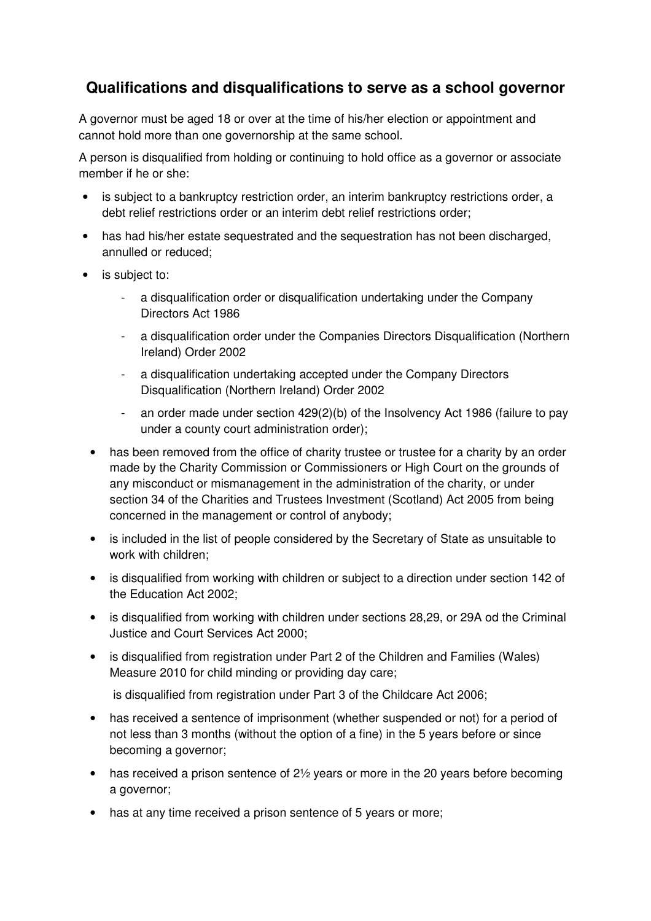## Qualifications and disqualifications to serve as a school governor

A governor must be aged 18 or over at the time of his/her election or appointment and cannot hold more than one governorship at the same school.

A person is disqualified from holding or continuing to hold office as a governor or associate member if he or she:

- is subject to a bankruptcy restriction order, an interim bankruptcy restrictions order, a debt relief restrictions order or an interim debt relief restrictions order;
- has had his/her estate sequestrated and the sequestration has not been discharged, annulled or reduced;
- is subject to:
  - a disqualification order or disqualification undertaking under the Company Directors Act 1986
  - a disqualification order under the Companies Directors Disqualification (Northern Ireland) Order 2002
  - a disqualification undertaking accepted under the Company Directors Disqualification (Northern Ireland) Order 2002
  - an order made under section 429(2)(b) of the Insolvency Act 1986 (failure to pay under a county court administration order);
- has been removed from the office of charity trustee or trustee for a charity by an order made by the Charity Commission or Commissioners or High Court on the grounds of any misconduct or mismanagement in the administration of the charity, or under section 34 of the Charities and Trustees Investment (Scotland) Act 2005 from being concerned in the management or control of anybody;
- is included in the list of people considered by the Secretary of State as unsuitable to work with children;
- is disqualified from working with children or subject to a direction under section 142 of the Education Act 2002;
- is disqualified from working with children under sections 28,29, or 29A od the Criminal Justice and Court Services Act 2000;
- is disqualified from registration under Part 2 of the Children and Families (Wales) Measure 2010 for child minding or providing day care;

  is disqualified from registration under Part 3 of the Childcare Act 2006;
- has received a sentence of imprisonment (whether suspended or not) for a period of not less than 3 months (without the option of a fine) in the 5 years before or since becoming a governor;
- has received a prison sentence of 2½ years or more in the 20 years before becoming a governor;
- has at any time received a prison sentence of 5 years or more;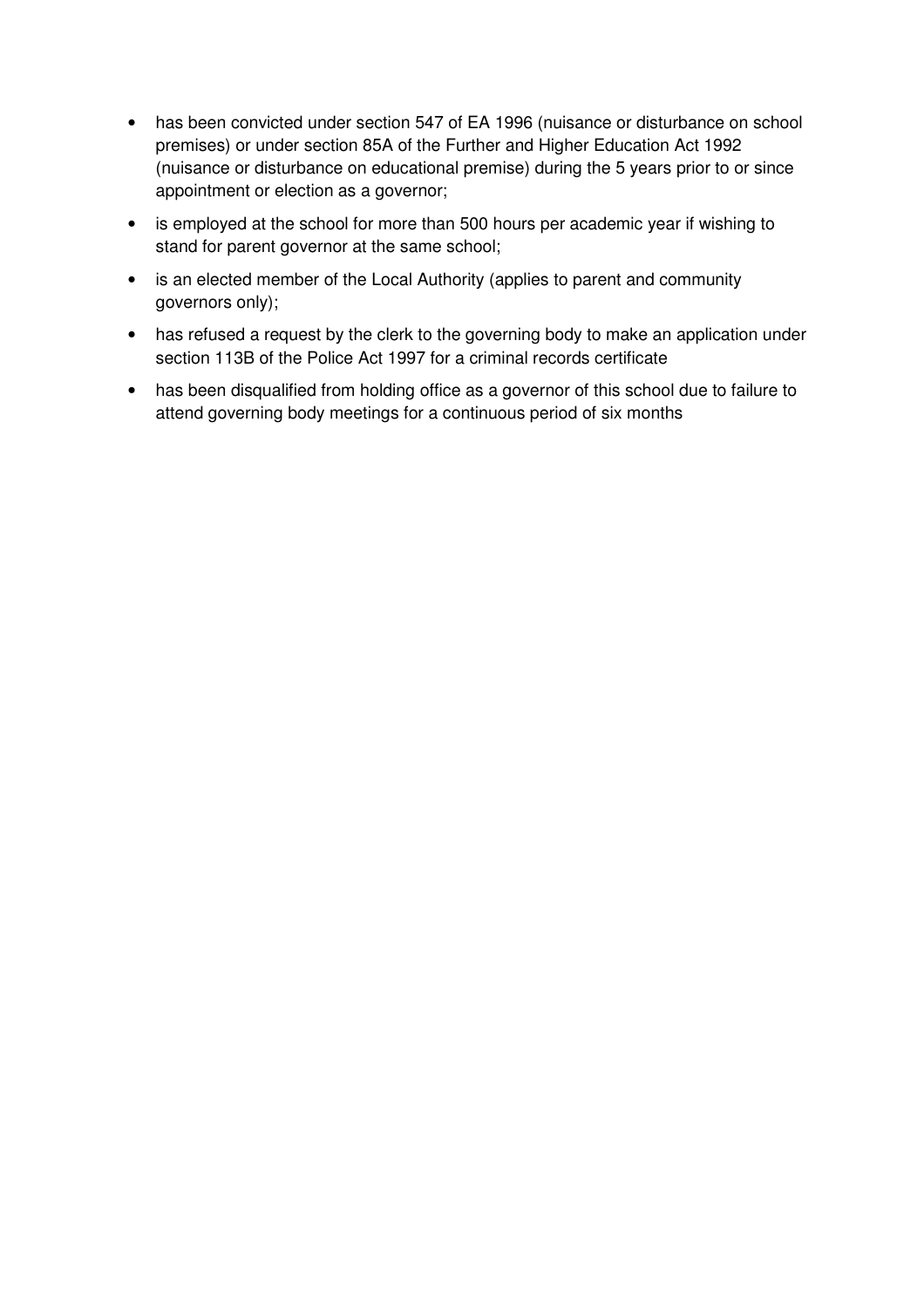- has been convicted under section 547 of EA 1996 (nuisance or disturbance on school premises) or under section 85A of the Further and Higher Education Act 1992 (nuisance or disturbance on educational premise) during the 5 years prior to or since appointment or election as a governor;
- is employed at the school for more than 500 hours per academic year if wishing to stand for parent governor at the same school;
- is an elected member of the Local Authority (applies to parent and community governors only);
- has refused a request by the clerk to the governing body to make an application under section 113B of the Police Act 1997 for a criminal records certificate
- has been disqualified from holding office as a governor of this school due to failure to attend governing body meetings for a continuous period of six months